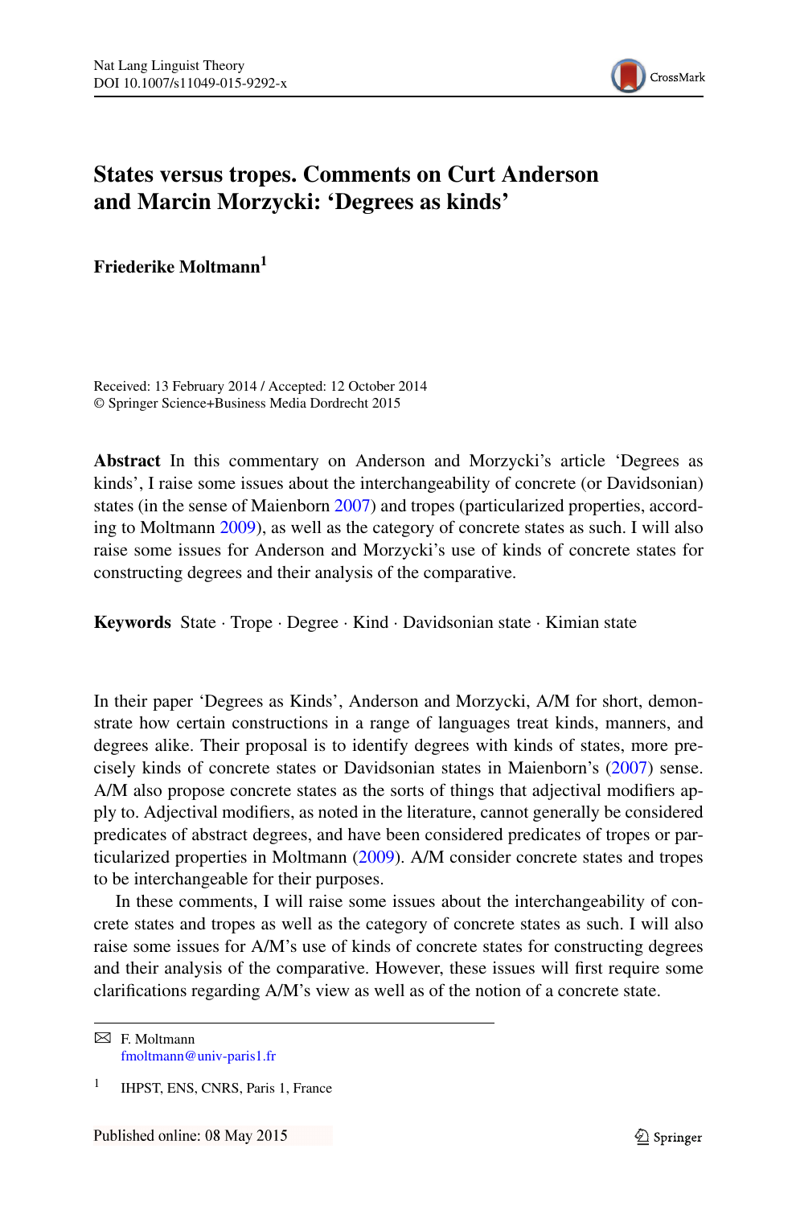# States versus tropes. Comments on Curt Anderson and Marcin Morzycki: 'Degrees as kinds'

**Friederike Moltmann**[1]

Received: 13 February 2014 / Accepted: 12 October 2014
© Springer Science+Business Media Dordrecht 2015

**Abstract** In this commentary on Anderson and Morzycki's article 'Degrees as kinds', I raise some issues about the interchangeability of concrete (or Davidsonian) states (in the sense of Maienborn 2007) and tropes (particularized properties, according to Moltmann 2009), as well as the category of concrete states as such. I will also raise some issues for Anderson and Morzycki's use of kinds of concrete states for constructing degrees and their analysis of the comparative.

**Keywords** State · Trope · Degree · Kind · Davidsonian state · Kimian state

In their paper 'Degrees as Kinds', Anderson and Morzycki, A/M for short, demonstrate how certain constructions in a range of languages treat kinds, manners, and degrees alike. Their proposal is to identify degrees with kinds of states, more precisely kinds of concrete states or Davidsonian states in Maienborn's (2007) sense. A/M also propose concrete states as the sorts of things that adjectival modifiers apply to. Adjectival modifiers, as noted in the literature, cannot generally be considered predicates of abstract degrees, and have been considered predicates of tropes or particularized properties in Moltmann (2009). A/M consider concrete states and tropes to be interchangeable for their purposes.

In these comments, I will raise some issues about the interchangeability of concrete states and tropes as well as the category of concrete states as such. I will also raise some issues for A/M's use of kinds of concrete states for constructing degrees and their analysis of the comparative. However, these issues will first require some clarifications regarding A/M's view as well as of the notion of a concrete state.

---

✉ F. Moltmann
fmoltmann@univ-paris1.fr

[1] IHPST, ENS, CNRS, Paris 1, France

Published online: 08 May 2015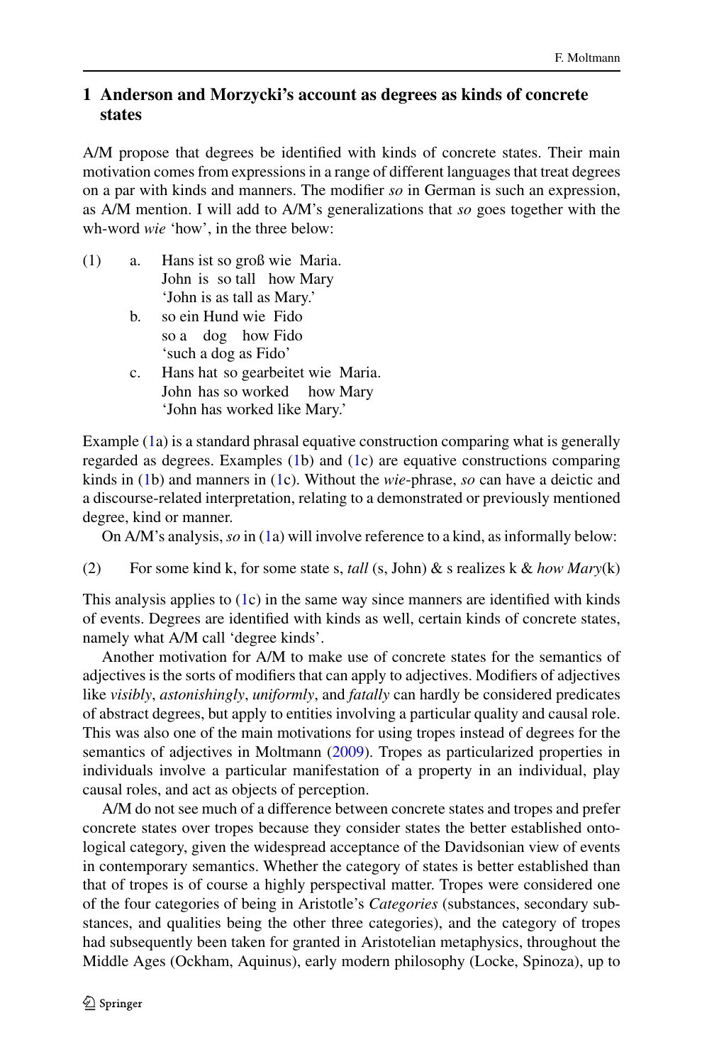## 1 Anderson and Morzycki's account as degrees as kinds of concrete states

A/M propose that degrees be identified with kinds of concrete states. Their main motivation comes from expressions in a range of different languages that treat degrees on a par with kinds and manners. The modifier *so* in German is such an expression, as A/M mention. I will add to A/M's generalizations that *so* goes together with the wh-word *wie* 'how', in the three below:

(1) a. Hans ist so groß wie Maria.
 John is so tall how Mary
 'John is as tall as Mary.'

 b. so ein Hund wie Fido
 so a dog how Fido
 'such a dog as Fido'

 c. Hans hat so gearbeitet wie Maria.
 John has so worked how Mary
 'John has worked like Mary.'

Example (1a) is a standard phrasal equative construction comparing what is generally regarded as degrees. Examples (1b) and (1c) are equative constructions comparing kinds in (1b) and manners in (1c). Without the *wie*-phrase, *so* can have a deictic and a discourse-related interpretation, relating to a demonstrated or previously mentioned degree, kind or manner.

On A/M's analysis, *so* in (1a) will involve reference to a kind, as informally below:

(2) For some kind k, for some state s, *tall* (s, John) & s realizes k & *how Mary*(k)

This analysis applies to (1c) in the same way since manners are identified with kinds of events. Degrees are identified with kinds as well, certain kinds of concrete states, namely what A/M call 'degree kinds'.

Another motivation for A/M to make use of concrete states for the semantics of adjectives is the sorts of modifiers that can apply to adjectives. Modifiers of adjectives like *visibly*, *astonishingly*, *uniformly*, and *fatally* can hardly be considered predicates of abstract degrees, but apply to entities involving a particular quality and causal role. This was also one of the main motivations for using tropes instead of degrees for the semantics of adjectives in Moltmann (2009). Tropes as particularized properties in individuals involve a particular manifestation of a property in an individual, play causal roles, and act as objects of perception.

A/M do not see much of a difference between concrete states and tropes and prefer concrete states over tropes because they consider states the better established ontological category, given the widespread acceptance of the Davidsonian view of events in contemporary semantics. Whether the category of states is better established than that of tropes is of course a highly perspectival matter. Tropes were considered one of the four categories of being in Aristotle's *Categories* (substances, secondary substances, and qualities being the other three categories), and the category of tropes had subsequently been taken for granted in Aristotelian metaphysics, throughout the Middle Ages (Ockham, Aquinus), early modern philosophy (Locke, Spinoza), up to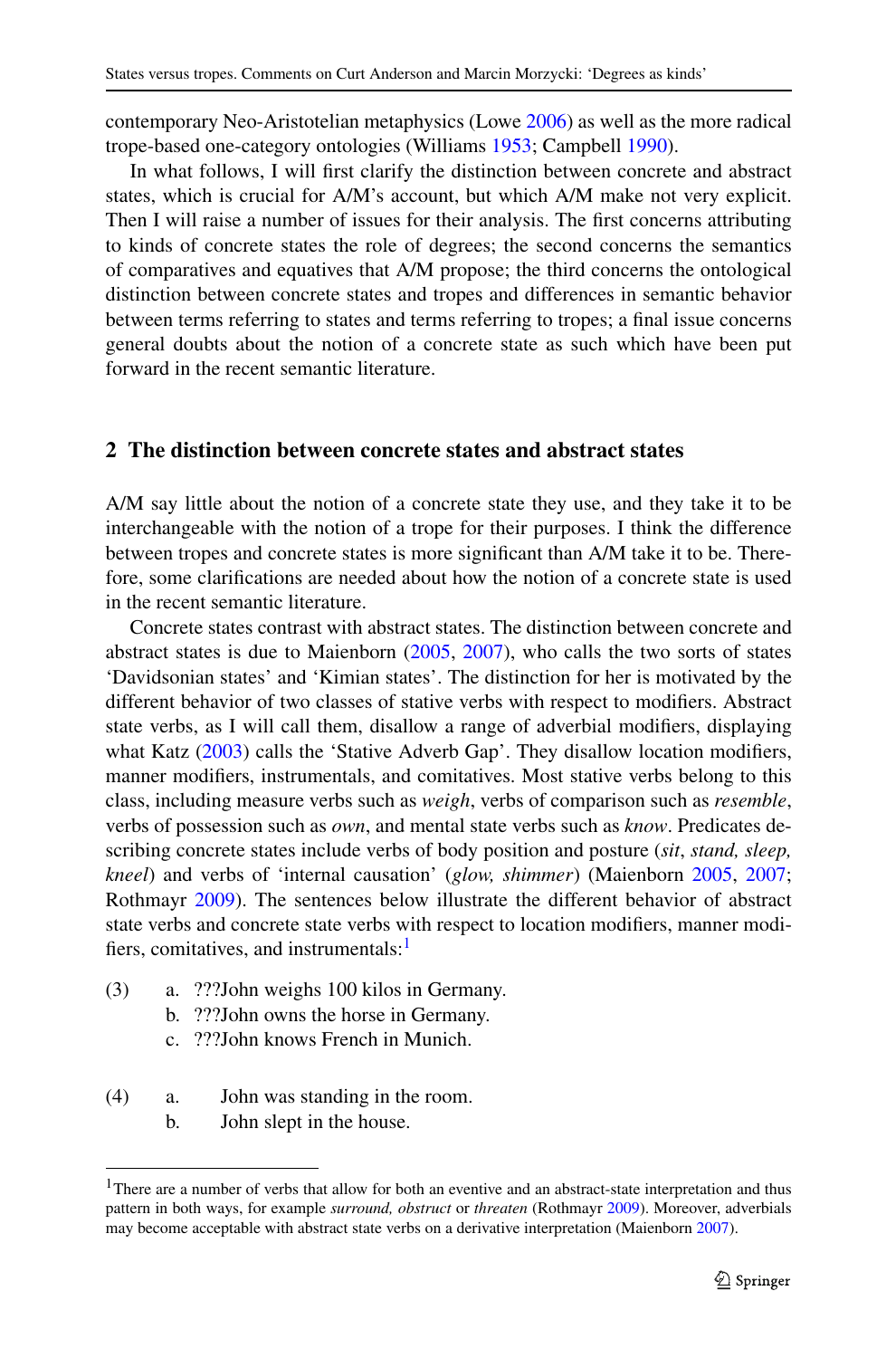contemporary Neo-Aristotelian metaphysics (Lowe 2006) as well as the more radical trope-based one-category ontologies (Williams 1953; Campbell 1990).

In what follows, I will first clarify the distinction between concrete and abstract states, which is crucial for A/M's account, but which A/M make not very explicit. Then I will raise a number of issues for their analysis. The first concerns attributing to kinds of concrete states the role of degrees; the second concerns the semantics of comparatives and equatives that A/M propose; the third concerns the ontological distinction between concrete states and tropes and differences in semantic behavior between terms referring to states and terms referring to tropes; a final issue concerns general doubts about the notion of a concrete state as such which have been put forward in the recent semantic literature.

## 2 The distinction between concrete states and abstract states

A/M say little about the notion of a concrete state they use, and they take it to be interchangeable with the notion of a trope for their purposes. I think the difference between tropes and concrete states is more significant than A/M take it to be. Therefore, some clarifications are needed about how the notion of a concrete state is used in the recent semantic literature.

Concrete states contrast with abstract states. The distinction between concrete and abstract states is due to Maienborn (2005, 2007), who calls the two sorts of states 'Davidsonian states' and 'Kimian states'. The distinction for her is motivated by the different behavior of two classes of stative verbs with respect to modifiers. Abstract state verbs, as I will call them, disallow a range of adverbial modifiers, displaying what Katz (2003) calls the 'Stative Adverb Gap'. They disallow location modifiers, manner modifiers, instrumentals, and comitatives. Most stative verbs belong to this class, including measure verbs such as *weigh*, verbs of comparison such as *resemble*, verbs of possession such as *own*, and mental state verbs such as *know*. Predicates describing concrete states include verbs of body position and posture (*sit*, *stand, sleep, kneel*) and verbs of 'internal causation' (*glow, shimmer*) (Maienborn 2005, 2007; Rothmayr 2009). The sentences below illustrate the different behavior of abstract state verbs and concrete state verbs with respect to location modifiers, manner modifiers, comitatives, and instrumentals:[1]

(3) a. ???John weighs 100 kilos in Germany.
    b. ???John owns the horse in Germany.
    c. ???John knows French in Munich.

(4) a. John was standing in the room.
    b. John slept in the house.

[1] There are a number of verbs that allow for both an eventive and an abstract-state interpretation and thus pattern in both ways, for example *surround, obstruct* or *threaten* (Rothmayr 2009). Moreover, adverbials may become acceptable with abstract state verbs on a derivative interpretation (Maienborn 2007).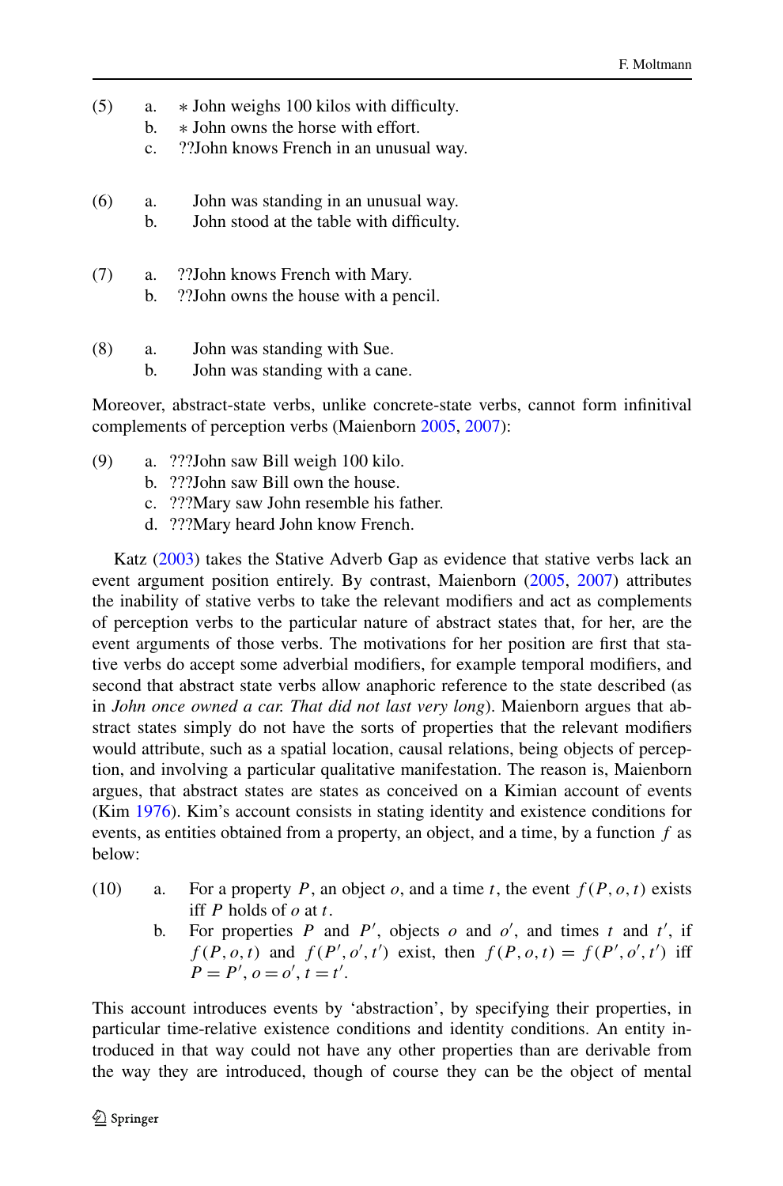(5) a. * John weighs 100 kilos with difficulty.
  b. * John owns the horse with effort.
  c. ??John knows French in an unusual way.

(6) a. John was standing in an unusual way.
  b. John stood at the table with difficulty.

(7) a. ??John knows French with Mary.
  b. ??John owns the house with a pencil.

(8) a. John was standing with Sue.
  b. John was standing with a cane.

Moreover, abstract-state verbs, unlike concrete-state verbs, cannot form infinitival complements of perception verbs (Maienborn 2005, 2007):

(9) a. ???John saw Bill weigh 100 kilo.
  b. ???John saw Bill own the house.
  c. ???Mary saw John resemble his father.
  d. ???Mary heard John know French.

Katz (2003) takes the Stative Adverb Gap as evidence that stative verbs lack an event argument position entirely. By contrast, Maienborn (2005, 2007) attributes the inability of stative verbs to take the relevant modifiers and act as complements of perception verbs to the particular nature of abstract states that, for her, are the event arguments of those verbs. The motivations for her position are first that stative verbs do accept some adverbial modifiers, for example temporal modifiers, and second that abstract state verbs allow anaphoric reference to the state described (as in *John once owned a car. That did not last very long*). Maienborn argues that abstract states simply do not have the sorts of properties that the relevant modifiers would attribute, such as a spatial location, causal relations, being objects of perception, and involving a particular qualitative manifestation. The reason is, Maienborn argues, that abstract states are states as conceived on a Kimian account of events (Kim 1976). Kim's account consists in stating identity and existence conditions for events, as entities obtained from a property, an object, and a time, by a function $f$ as below:

(10) a. For a property $P$, an object $o$, and a time $t$, the event $f(P, o, t)$ exists iff $P$ holds of $o$ at $t$.
  b. For properties $P$ and $P'$, objects $o$ and $o'$, and times $t$ and $t'$, if $f(P, o, t)$ and $f(P', o', t')$ exist, then $f(P, o, t) = f(P', o', t')$ iff $P = P'$, $o = o'$, $t = t'$.

This account introduces events by 'abstraction', by specifying their properties, in particular time-relative existence conditions and identity conditions. An entity introduced in that way could not have any other properties than are derivable from the way they are introduced, though of course they can be the object of mental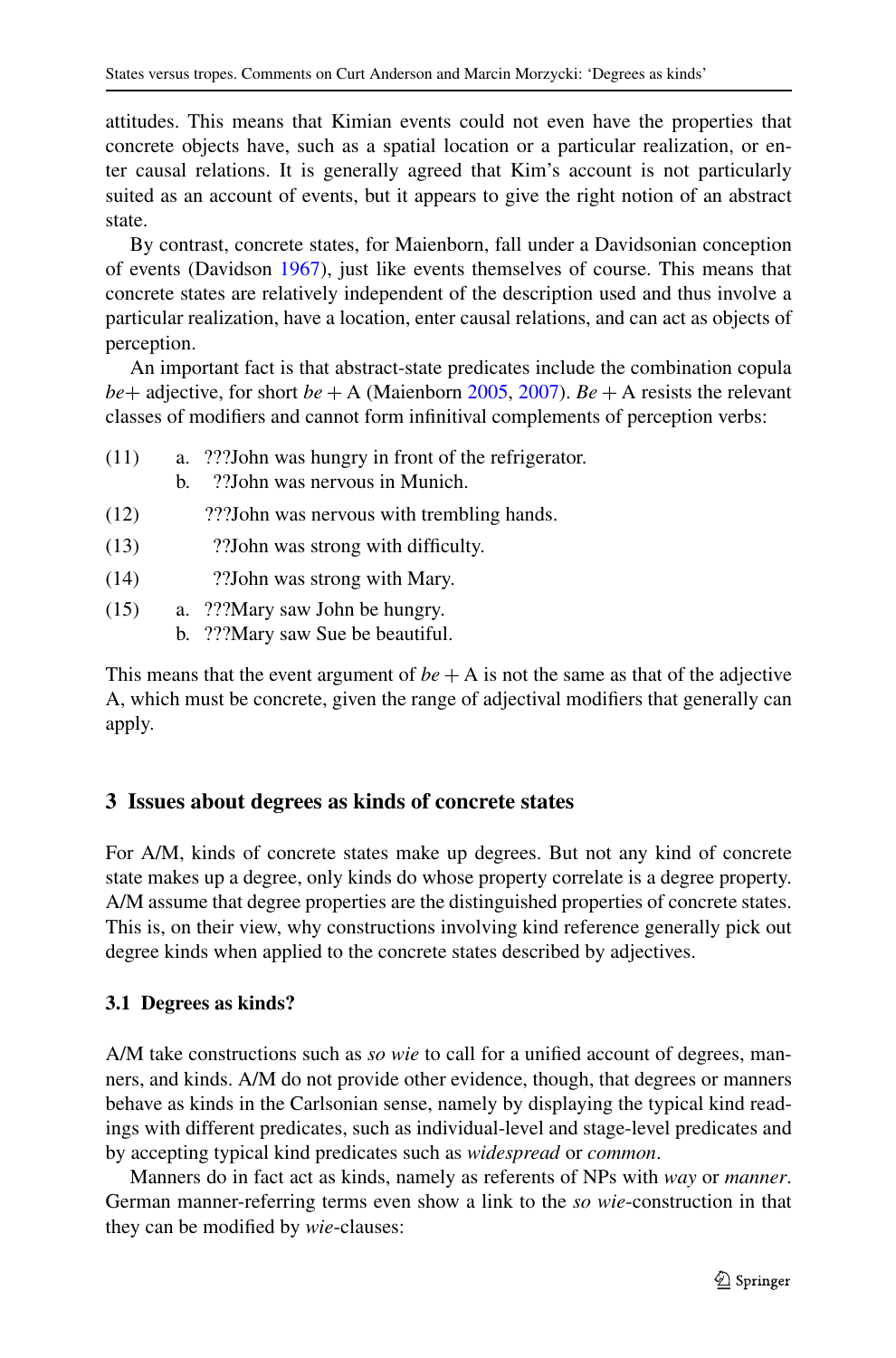attitudes. This means that Kimian events could not even have the properties that concrete objects have, such as a spatial location or a particular realization, or enter causal relations. It is generally agreed that Kim's account is not particularly suited as an account of events, but it appears to give the right notion of an abstract state.

By contrast, concrete states, for Maienborn, fall under a Davidsonian conception of events (Davidson 1967), just like events themselves of course. This means that concrete states are relatively independent of the description used and thus involve a particular realization, have a location, enter causal relations, and can act as objects of perception.

An important fact is that abstract-state predicates include the combination copula *be*+ adjective, for short *be* + A (Maienborn 2005, 2007). *Be* + A resists the relevant classes of modifiers and cannot form infinitival complements of perception verbs:

(11) a. ???John was hungry in front of the refrigerator.
  b. ??John was nervous in Munich.

(12) ???John was nervous with trembling hands.

(13) ??John was strong with difficulty.

(14) ??John was strong with Mary.

(15) a. ???Mary saw John be hungry.
  b. ???Mary saw Sue be beautiful.

This means that the event argument of *be* + A is not the same as that of the adjective A, which must be concrete, given the range of adjectival modifiers that generally can apply.

## 3 Issues about degrees as kinds of concrete states

For A/M, kinds of concrete states make up degrees. But not any kind of concrete state makes up a degree, only kinds do whose property correlate is a degree property. A/M assume that degree properties are the distinguished properties of concrete states. This is, on their view, why constructions involving kind reference generally pick out degree kinds when applied to the concrete states described by adjectives.

### 3.1 Degrees as kinds?

A/M take constructions such as *so wie* to call for a unified account of degrees, manners, and kinds. A/M do not provide other evidence, though, that degrees or manners behave as kinds in the Carlsonian sense, namely by displaying the typical kind readings with different predicates, such as individual-level and stage-level predicates and by accepting typical kind predicates such as *widespread* or *common*.

Manners do in fact act as kinds, namely as referents of NPs with *way* or *manner*. German manner-referring terms even show a link to the *so wie*-construction in that they can be modified by *wie*-clauses: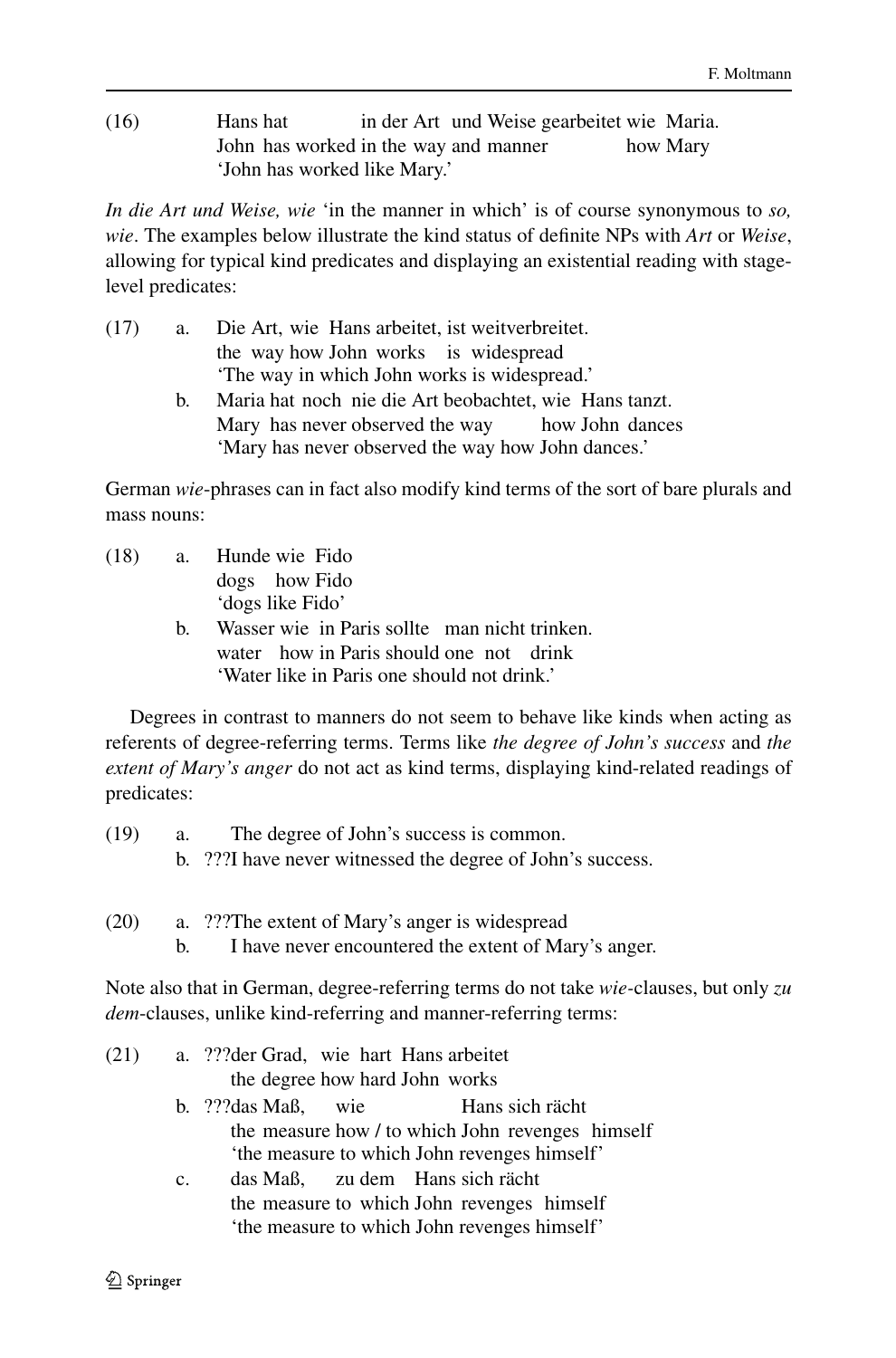(16) Hans hat in der Art und Weise gearbeitet wie Maria.
John has worked in the way and manner how Mary
'John has worked like Mary.'

*In die Art und Weise, wie* 'in the manner in which' is of course synonymous to *so, wie*. The examples below illustrate the kind status of definite NPs with *Art* or *Weise*, allowing for typical kind predicates and displaying an existential reading with stage-level predicates:

(17) a. Die Art, wie Hans arbeitet, ist weitverbreitet.
the way how John works is widespread
'The way in which John works is widespread.'

b. Maria hat noch nie die Art beobachtet, wie Hans tanzt.
Mary has never observed the way how John dances
'Mary has never observed the way how John dances.'

German *wie*-phrases can in fact also modify kind terms of the sort of bare plurals and mass nouns:

(18) a. Hunde wie Fido
dogs how Fido
'dogs like Fido'

b. Wasser wie in Paris sollte man nicht trinken.
water how in Paris should one not drink
'Water like in Paris one should not drink.'

Degrees in contrast to manners do not seem to behave like kinds when acting as referents of degree-referring terms. Terms like *the degree of John's success* and *the extent of Mary's anger* do not act as kind terms, displaying kind-related readings of predicates:

(19) a. The degree of John's success is common.

b. ???I have never witnessed the degree of John's success.

(20) a. ???The extent of Mary's anger is widespread

b. I have never encountered the extent of Mary's anger.

Note also that in German, degree-referring terms do not take *wie*-clauses, but only *zu dem*-clauses, unlike kind-referring and manner-referring terms:

(21) a. ???der Grad, wie hart Hans arbeitet
the degree how hard John works

b. ???das Maß, wie Hans sich rächt
the measure how / to which John revenges himself
'the measure to which John revenges himself'

c. das Maß, zu dem Hans sich rächt
the measure to which John revenges himself
'the measure to which John revenges himself'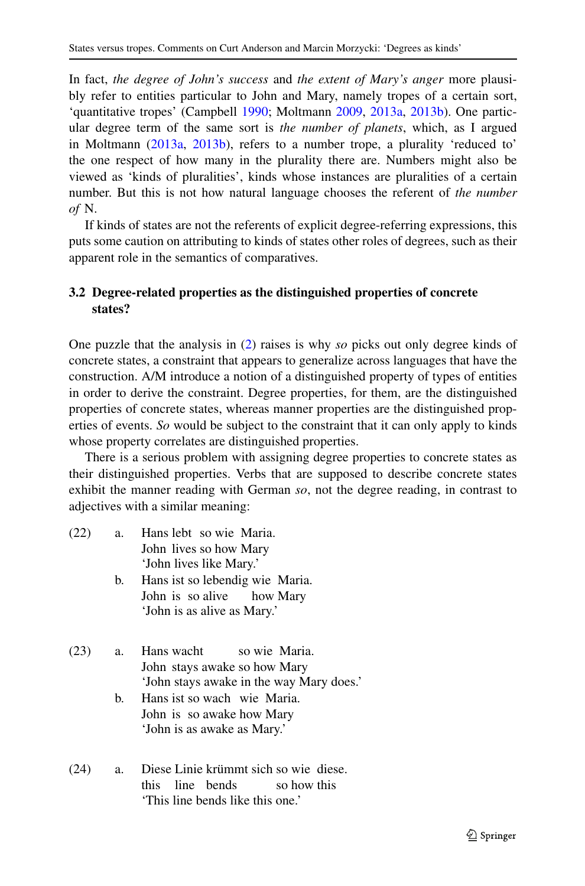In fact, *the degree of John's success* and *the extent of Mary's anger* more plausibly refer to entities particular to John and Mary, namely tropes of a certain sort, 'quantitative tropes' (Campbell 1990; Moltmann 2009, 2013a, 2013b). One particular degree term of the same sort is *the number of planets*, which, as I argued in Moltmann (2013a, 2013b), refers to a number trope, a plurality 'reduced to' the one respect of how many in the plurality there are. Numbers might also be viewed as 'kinds of pluralities', kinds whose instances are pluralities of a certain number. But this is not how natural language chooses the referent of *the number of* N.

If kinds of states are not the referents of explicit degree-referring expressions, this puts some caution on attributing to kinds of states other roles of degrees, such as their apparent role in the semantics of comparatives.

### 3.2 Degree-related properties as the distinguished properties of concrete states?

One puzzle that the analysis in (2) raises is why *so* picks out only degree kinds of concrete states, a constraint that appears to generalize across languages that have the construction. A/M introduce a notion of a distinguished property of types of entities in order to derive the constraint. Degree properties, for them, are the distinguished properties of concrete states, whereas manner properties are the distinguished properties of events. *So* would be subject to the constraint that it can only apply to kinds whose property correlates are distinguished properties.

There is a serious problem with assigning degree properties to concrete states as their distinguished properties. Verbs that are supposed to describe concrete states exhibit the manner reading with German *so*, not the degree reading, in contrast to adjectives with a similar meaning:

(22) a. Hans lebt so wie Maria.
John lives so how Mary
'John lives like Mary.'

b. Hans ist so lebendig wie Maria.
John is so alive how Mary
'John is as alive as Mary.'

(23) a. Hans wacht so wie Maria.
John stays awake so how Mary
'John stays awake in the way Mary does.'

b. Hans ist so wach wie Maria.
John is so awake how Mary
'John is as awake as Mary.'

(24) a. Diese Linie krümmt sich so wie diese.
this line bends so how this
'This line bends like this one.'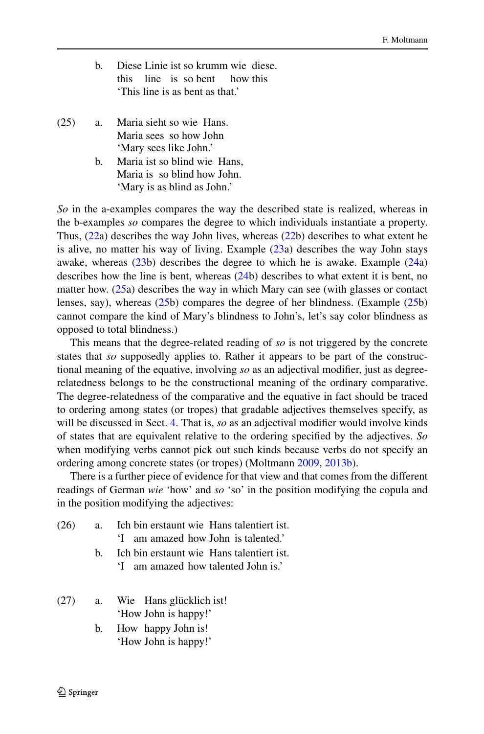b. Diese Linie ist so krumm wie diese.
   this line is so bent how this
   'This line is as bent as that.'

(25) a. Maria sieht so wie Hans.
   Maria sees so how John
   'Mary sees like John.'

b. Maria ist so blind wie Hans,
   Maria is so blind how John.
   'Mary is as blind as John.'

*So* in the a-examples compares the way the described state is realized, whereas in the b-examples *so* compares the degree to which individuals instantiate a property. Thus, (22a) describes the way John lives, whereas (22b) describes to what extent he is alive, no matter his way of living. Example (23a) describes the way John stays awake, whereas (23b) describes the degree to which he is awake. Example (24a) describes how the line is bent, whereas (24b) describes to what extent it is bent, no matter how. (25a) describes the way in which Mary can see (with glasses or contact lenses, say), whereas (25b) compares the degree of her blindness. (Example (25b) cannot compare the kind of Mary's blindness to John's, let's say color blindness as opposed to total blindness.)

This means that the degree-related reading of *so* is not triggered by the concrete states that *so* supposedly applies to. Rather it appears to be part of the constructional meaning of the equative, involving *so* as an adjectival modifier, just as degree-relatedness belongs to be the constructional meaning of the ordinary comparative. The degree-relatedness of the comparative and the equative in fact should be traced to ordering among states (or tropes) that gradable adjectives themselves specify, as will be discussed in Sect. 4. That is, *so* as an adjectival modifier would involve kinds of states that are equivalent relative to the ordering specified by the adjectives. *So* when modifying verbs cannot pick out such kinds because verbs do not specify an ordering among concrete states (or tropes) (Moltmann 2009, 2013b).

There is a further piece of evidence for that view and that comes from the different readings of German *wie* 'how' and *so* 'so' in the position modifying the copula and in the position modifying the adjectives:

(26) a. Ich bin erstaunt wie Hans talentiert ist.
   'I am amazed how John is talented.'

b. Ich bin erstaunt wie Hans talentiert ist.
   'I am amazed how talented John is.'

(27) a. Wie Hans glücklich ist!
   'How John is happy!'

b. How happy John is!
   'How John is happy!'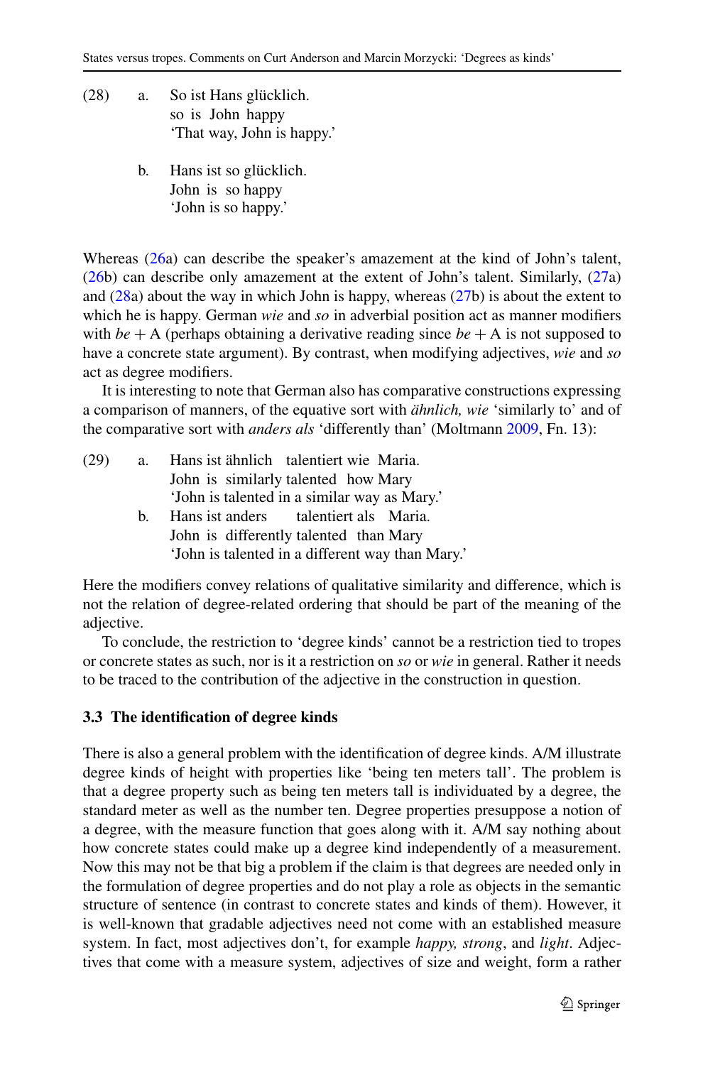(28) a. So ist Hans glücklich.
 so is John happy
 'That way, John is happy.'

 b. Hans ist so glücklich.
 John is so happy
 'John is so happy.'

Whereas (26a) can describe the speaker's amazement at the kind of John's talent, (26b) can describe only amazement at the extent of John's talent. Similarly, (27a) and (28a) about the way in which John is happy, whereas (27b) is about the extent to which he is happy. German *wie* and *so* in adverbial position act as manner modifiers with *be* + A (perhaps obtaining a derivative reading since *be* + A is not supposed to have a concrete state argument). By contrast, when modifying adjectives, *wie* and *so* act as degree modifiers.

It is interesting to note that German also has comparative constructions expressing a comparison of manners, of the equative sort with *ähnlich, wie* 'similarly to' and of the comparative sort with *anders als* 'differently than' (Moltmann 2009, Fn. 13):

(29) a. Hans ist ähnlich talentiert wie Maria.
 John is similarly talented how Mary
 'John is talented in a similar way as Mary.'
 b. Hans ist anders talentiert als Maria.
 John is differently talented than Mary
 'John is talented in a different way than Mary.'

Here the modifiers convey relations of qualitative similarity and difference, which is not the relation of degree-related ordering that should be part of the meaning of the adjective.

To conclude, the restriction to 'degree kinds' cannot be a restriction tied to tropes or concrete states as such, nor is it a restriction on *so* or *wie* in general. Rather it needs to be traced to the contribution of the adjective in the construction in question.

### 3.3 The identification of degree kinds

There is also a general problem with the identification of degree kinds. A/M illustrate degree kinds of height with properties like 'being ten meters tall'. The problem is that a degree property such as being ten meters tall is individuated by a degree, the standard meter as well as the number ten. Degree properties presuppose a notion of a degree, with the measure function that goes along with it. A/M say nothing about how concrete states could make up a degree kind independently of a measurement. Now this may not be that big a problem if the claim is that degrees are needed only in the formulation of degree properties and do not play a role as objects in the semantic structure of sentence (in contrast to concrete states and kinds of them). However, it is well-known that gradable adjectives need not come with an established measure system. In fact, most adjectives don't, for example *happy, strong*, and *light*. Adjectives that come with a measure system, adjectives of size and weight, form a rather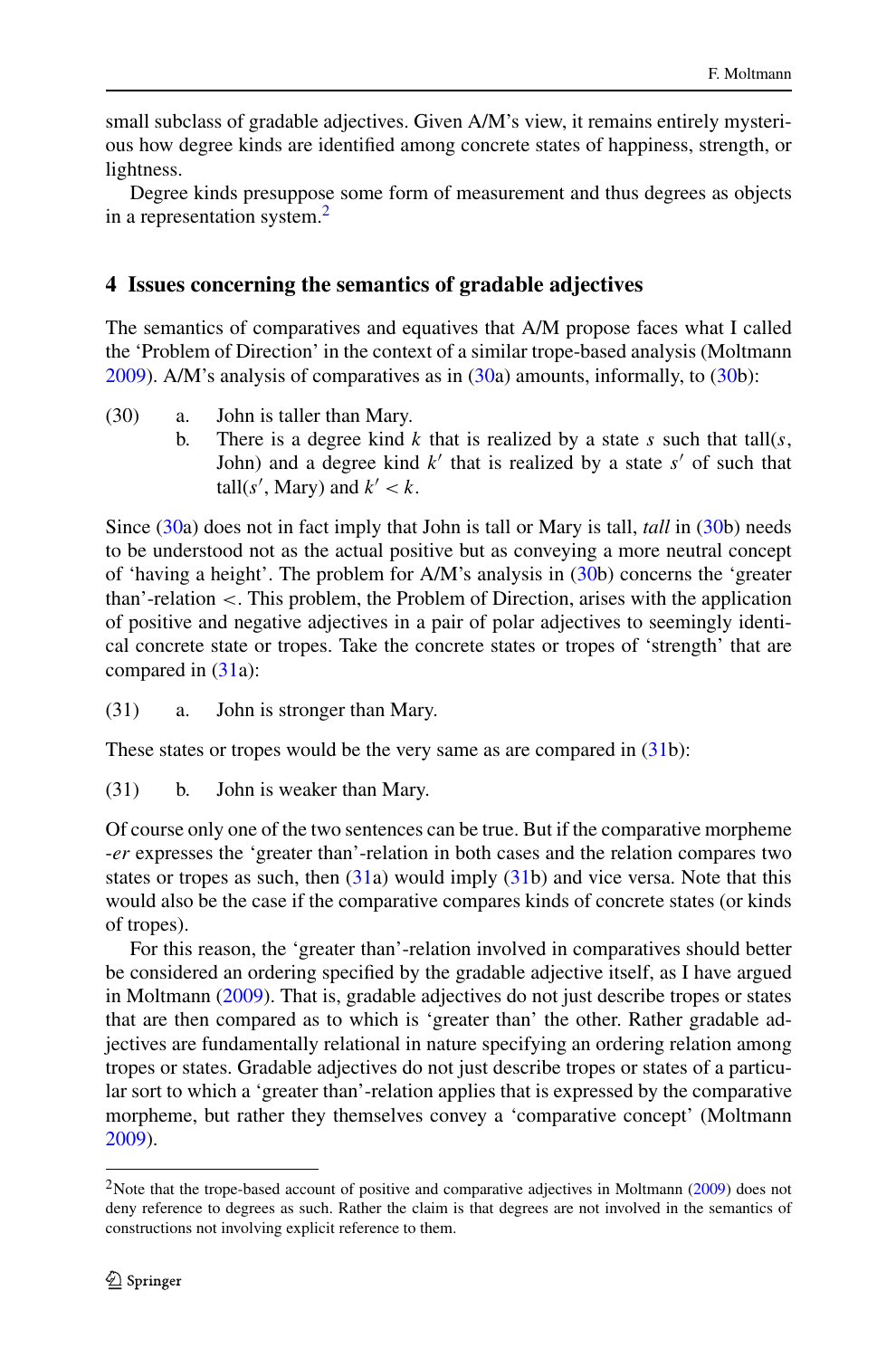small subclass of gradable adjectives. Given A/M's view, it remains entirely mysterious how degree kinds are identified among concrete states of happiness, strength, or lightness.

Degree kinds presuppose some form of measurement and thus degrees as objects in a representation system.[2]

## 4 Issues concerning the semantics of gradable adjectives

The semantics of comparatives and equatives that A/M propose faces what I called the 'Problem of Direction' in the context of a similar trope-based analysis (Moltmann 2009). A/M's analysis of comparatives as in (30a) amounts, informally, to (30b):

(30) a. John is taller than Mary.
b. There is a degree kind $k$ that is realized by a state $s$ such that tall($s$, John) and a degree kind $k'$ that is realized by a state $s'$ of such that tall($s'$, Mary) and $k' < k$.

Since (30a) does not in fact imply that John is tall or Mary is tall, *tall* in (30b) needs to be understood not as the actual positive but as conveying a more neutral concept of 'having a height'. The problem for A/M's analysis in (30b) concerns the 'greater than'-relation $<$. This problem, the Problem of Direction, arises with the application of positive and negative adjectives in a pair of polar adjectives to seemingly identical concrete state or tropes. Take the concrete states or tropes of 'strength' that are compared in (31a):

(31) a. John is stronger than Mary.

These states or tropes would be the very same as are compared in (31b):

(31) b. John is weaker than Mary.

Of course only one of the two sentences can be true. But if the comparative morpheme *-er* expresses the 'greater than'-relation in both cases and the relation compares two states or tropes as such, then (31a) would imply (31b) and vice versa. Note that this would also be the case if the comparative compares kinds of concrete states (or kinds of tropes).

For this reason, the 'greater than'-relation involved in comparatives should better be considered an ordering specified by the gradable adjective itself, as I have argued in Moltmann (2009). That is, gradable adjectives do not just describe tropes or states that are then compared as to which is 'greater than' the other. Rather gradable adjectives are fundamentally relational in nature specifying an ordering relation among tropes or states. Gradable adjectives do not just describe tropes or states of a particular sort to which a 'greater than'-relation applies that is expressed by the comparative morpheme, but rather they themselves convey a 'comparative concept' (Moltmann 2009).

[2] Note that the trope-based account of positive and comparative adjectives in Moltmann (2009) does not deny reference to degrees as such. Rather the claim is that degrees are not involved in the semantics of constructions not involving explicit reference to them.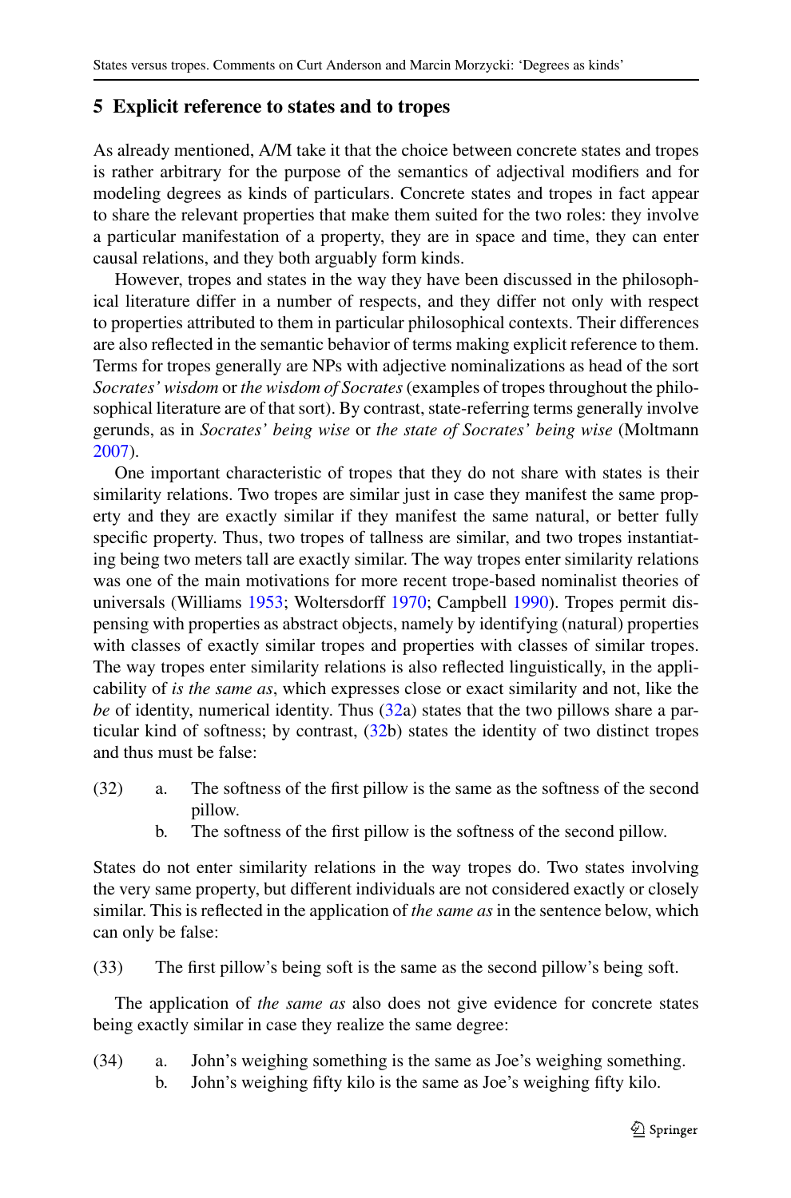## 5 Explicit reference to states and to tropes

As already mentioned, A/M take it that the choice between concrete states and tropes is rather arbitrary for the purpose of the semantics of adjectival modifiers and for modeling degrees as kinds of particulars. Concrete states and tropes in fact appear to share the relevant properties that make them suited for the two roles: they involve a particular manifestation of a property, they are in space and time, they can enter causal relations, and they both arguably form kinds.

However, tropes and states in the way they have been discussed in the philosophical literature differ in a number of respects, and they differ not only with respect to properties attributed to them in particular philosophical contexts. Their differences are also reflected in the semantic behavior of terms making explicit reference to them. Terms for tropes generally are NPs with adjective nominalizations as head of the sort *Socrates' wisdom* or *the wisdom of Socrates* (examples of tropes throughout the philosophical literature are of that sort). By contrast, state-referring terms generally involve gerunds, as in *Socrates' being wise* or *the state of Socrates' being wise* (Moltmann 2007).

One important characteristic of tropes that they do not share with states is their similarity relations. Two tropes are similar just in case they manifest the same property and they are exactly similar if they manifest the same natural, or better fully specific property. Thus, two tropes of tallness are similar, and two tropes instantiating being two meters tall are exactly similar. The way tropes enter similarity relations was one of the main motivations for more recent trope-based nominalist theories of universals (Williams 1953; Woltersdorff 1970; Campbell 1990). Tropes permit dispensing with properties as abstract objects, namely by identifying (natural) properties with classes of exactly similar tropes and properties with classes of similar tropes. The way tropes enter similarity relations is also reflected linguistically, in the applicability of *is the same as*, which expresses close or exact similarity and not, like the *be* of identity, numerical identity. Thus (32a) states that the two pillows share a particular kind of softness; by contrast, (32b) states the identity of two distinct tropes and thus must be false:

(32) a. The softness of the first pillow is the same as the softness of the second pillow.
b. The softness of the first pillow is the softness of the second pillow.

States do not enter similarity relations in the way tropes do. Two states involving the very same property, but different individuals are not considered exactly or closely similar. This is reflected in the application of *the same as* in the sentence below, which can only be false:

(33) The first pillow's being soft is the same as the second pillow's being soft.

The application of *the same as* also does not give evidence for concrete states being exactly similar in case they realize the same degree:

(34) a. John's weighing something is the same as Joe's weighing something.
b. John's weighing fifty kilo is the same as Joe's weighing fifty kilo.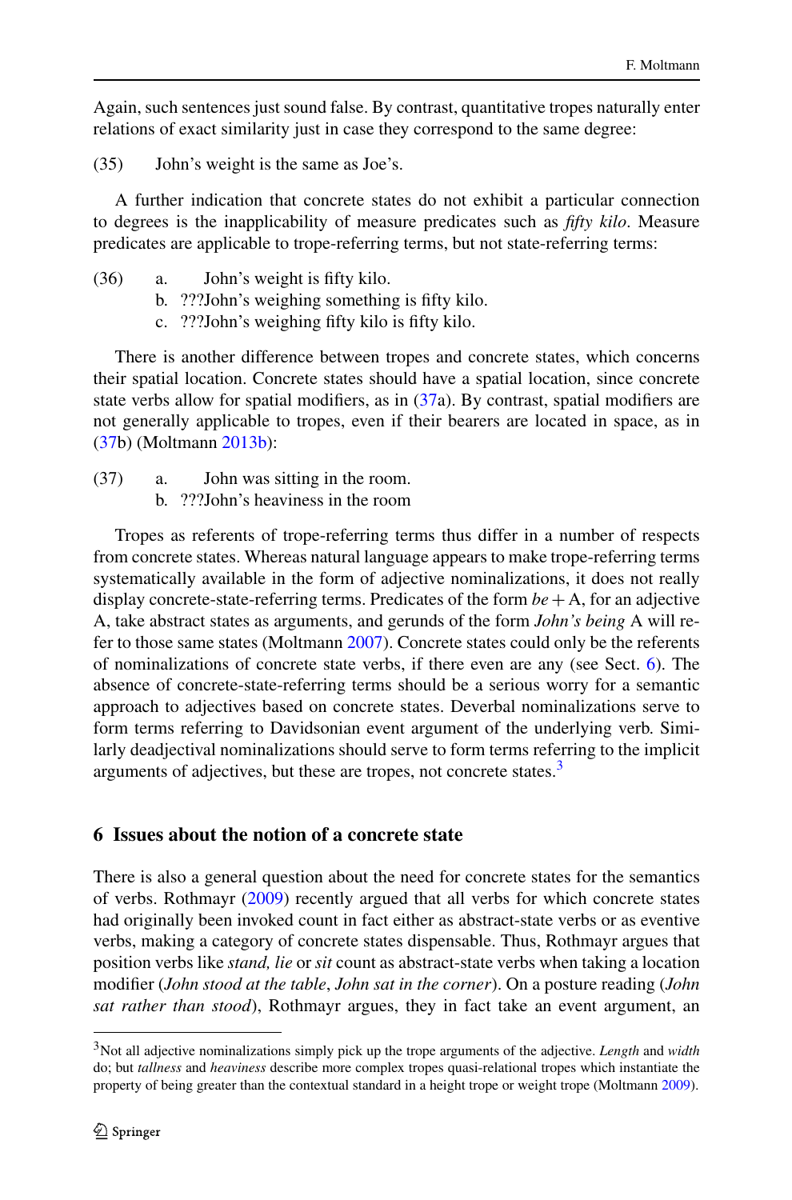Again, such sentences just sound false. By contrast, quantitative tropes naturally enter relations of exact similarity just in case they correspond to the same degree:

(35) John's weight is the same as Joe's.

A further indication that concrete states do not exhibit a particular connection to degrees is the inapplicability of measure predicates such as *fifty kilo*. Measure predicates are applicable to trope-referring terms, but not state-referring terms:

(36) a. John's weight is fifty kilo.
b. ???John's weighing something is fifty kilo.
c. ???John's weighing fifty kilo is fifty kilo.

There is another difference between tropes and concrete states, which concerns their spatial location. Concrete states should have a spatial location, since concrete state verbs allow for spatial modifiers, as in (37a). By contrast, spatial modifiers are not generally applicable to tropes, even if their bearers are located in space, as in (37b) (Moltmann 2013b):

(37) a. John was sitting in the room.
b. ???John's heaviness in the room

Tropes as referents of trope-referring terms thus differ in a number of respects from concrete states. Whereas natural language appears to make trope-referring terms systematically available in the form of adjective nominalizations, it does not really display concrete-state-referring terms. Predicates of the form *be* + A, for an adjective A, take abstract states as arguments, and gerunds of the form *John's being* A will refer to those same states (Moltmann 2007). Concrete states could only be the referents of nominalizations of concrete state verbs, if there even are any (see Sect. 6). The absence of concrete-state-referring terms should be a serious worry for a semantic approach to adjectives based on concrete states. Deverbal nominalizations serve to form terms referring to Davidsonian event argument of the underlying verb. Similarly deadjectival nominalizations should serve to form terms referring to the implicit arguments of adjectives, but these are tropes, not concrete states.[3]

## 6 Issues about the notion of a concrete state

There is also a general question about the need for concrete states for the semantics of verbs. Rothmayr (2009) recently argued that all verbs for which concrete states had originally been invoked count in fact either as abstract-state verbs or as eventive verbs, making a category of concrete states dispensable. Thus, Rothmayr argues that position verbs like *stand, lie* or *sit* count as abstract-state verbs when taking a location modifier (*John stood at the table*, *John sat in the corner*). On a posture reading (*John sat rather than stood*), Rothmayr argues, they in fact take an event argument, an

---

[3] Not all adjective nominalizations simply pick up the trope arguments of the adjective. *Length* and *width* do; but *tallness* and *heaviness* describe more complex tropes quasi-relational tropes which instantiate the property of being greater than the contextual standard in a height trope or weight trope (Moltmann 2009).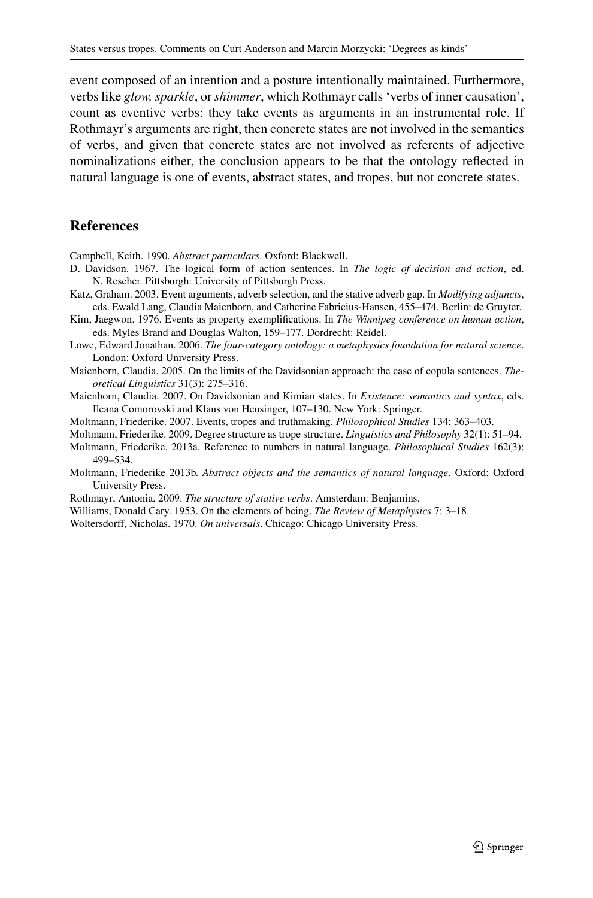event composed of an intention and a posture intentionally maintained. Furthermore, verbs like *glow, sparkle*, or *shimmer*, which Rothmayr calls 'verbs of inner causation', count as eventive verbs: they take events as arguments in an instrumental role. If Rothmayr's arguments are right, then concrete states are not involved in the semantics of verbs, and given that concrete states are not involved as referents of adjective nominalizations either, the conclusion appears to be that the ontology reflected in natural language is one of events, abstract states, and tropes, but not concrete states.

## References

Campbell, Keith. 1990. *Abstract particulars*. Oxford: Blackwell.

D. Davidson. 1967. The logical form of action sentences. In *The logic of decision and action*, ed. N. Rescher. Pittsburgh: University of Pittsburgh Press.

Katz, Graham. 2003. Event arguments, adverb selection, and the stative adverb gap. In *Modifying adjuncts*, eds. Ewald Lang, Claudia Maienborn, and Catherine Fabricius-Hansen, 455–474. Berlin: de Gruyter.

Kim, Jaegwon. 1976. Events as property exemplifications. In *The Winnipeg conference on human action*, eds. Myles Brand and Douglas Walton, 159–177. Dordrecht: Reidel.

Lowe, Edward Jonathan. 2006. *The four-category ontology: a metaphysics foundation for natural science*. London: Oxford University Press.

Maienborn, Claudia. 2005. On the limits of the Davidsonian approach: the case of copula sentences. *Theoretical Linguistics* 31(3): 275–316.

Maienborn, Claudia. 2007. On Davidsonian and Kimian states. In *Existence: semantics and syntax*, eds. Ileana Comorovski and Klaus von Heusinger, 107–130. New York: Springer.

Moltmann, Friederike. 2007. Events, tropes and truthmaking. *Philosophical Studies* 134: 363–403.

Moltmann, Friederike. 2009. Degree structure as trope structure. *Linguistics and Philosophy* 32(1): 51–94.

Moltmann, Friederike. 2013a. Reference to numbers in natural language. *Philosophical Studies* 162(3): 499–534.

Moltmann, Friederike 2013b. *Abstract objects and the semantics of natural language*. Oxford: Oxford University Press.

Rothmayr, Antonia. 2009. *The structure of stative verbs*. Amsterdam: Benjamins.

Williams, Donald Cary. 1953. On the elements of being. *The Review of Metaphysics* 7: 3–18.

Woltersdorff, Nicholas. 1970. *On universals*. Chicago: Chicago University Press.